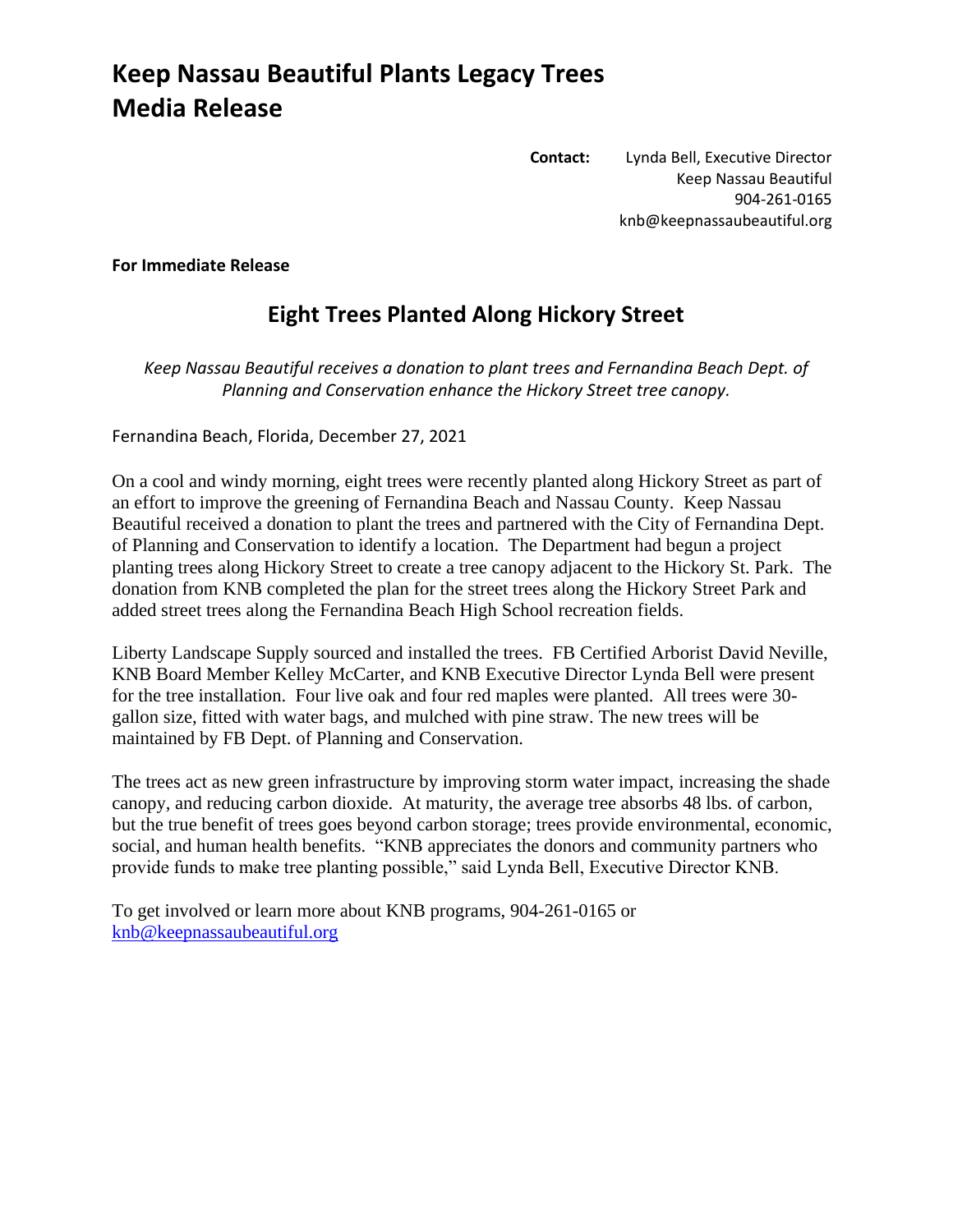# Keep Nassau Beautiful Plants Legacy Trees Media Release

**Contact:** Lynda Bell, Executive Director
Keep Nassau Beautiful
904-261-0165
knb@keepnassaubeautiful.org

**For Immediate Release**

## Eight Trees Planted Along Hickory Street

*Keep Nassau Beautiful receives a donation to plant trees and Fernandina Beach Dept. of Planning and Conservation enhance the Hickory Street tree canopy.*

Fernandina Beach, Florida, December 27, 2021

On a cool and windy morning, eight trees were recently planted along Hickory Street as part of an effort to improve the greening of Fernandina Beach and Nassau County. Keep Nassau Beautiful received a donation to plant the trees and partnered with the City of Fernandina Dept. of Planning and Conservation to identify a location. The Department had begun a project planting trees along Hickory Street to create a tree canopy adjacent to the Hickory St. Park. The donation from KNB completed the plan for the street trees along the Hickory Street Park and added street trees along the Fernandina Beach High School recreation fields.

Liberty Landscape Supply sourced and installed the trees. FB Certified Arborist David Neville, KNB Board Member Kelley McCarter, and KNB Executive Director Lynda Bell were present for the tree installation. Four live oak and four red maples were planted. All trees were 30-gallon size, fitted with water bags, and mulched with pine straw. The new trees will be maintained by FB Dept. of Planning and Conservation.

The trees act as new green infrastructure by improving storm water impact, increasing the shade canopy, and reducing carbon dioxide. At maturity, the average tree absorbs 48 lbs. of carbon, but the true benefit of trees goes beyond carbon storage; trees provide environmental, economic, social, and human health benefits. "KNB appreciates the donors and community partners who provide funds to make tree planting possible," said Lynda Bell, Executive Director KNB.

To get involved or learn more about KNB programs, 904-261-0165 or knb@keepnassaubeautiful.org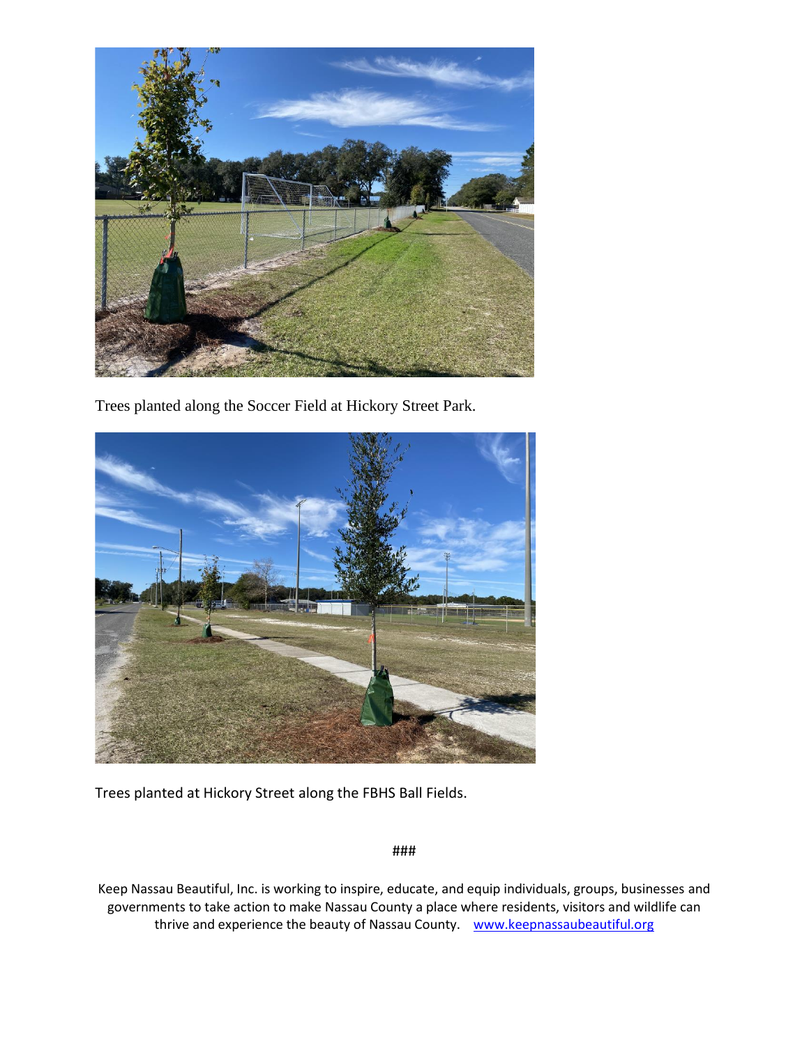Trees planted along the Soccer Field at Hickory Street Park.

Trees planted at Hickory Street along the FBHS Ball Fields.

###

Keep Nassau Beautiful, Inc. is working to inspire, educate, and equip individuals, groups, businesses and governments to take action to make Nassau County a place where residents, visitors and wildlife can thrive and experience the beauty of Nassau County. www.keepnassaubeautiful.org